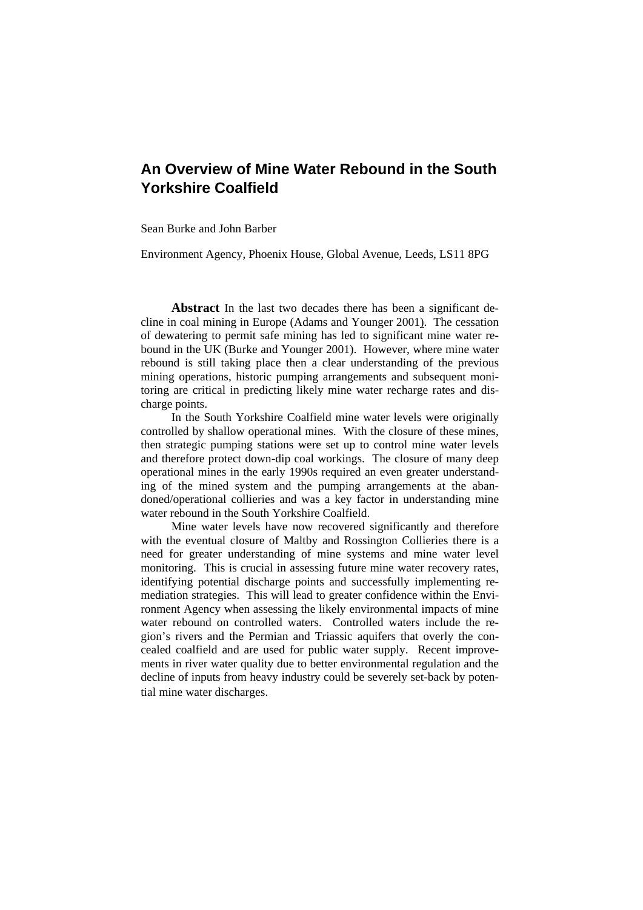# An Overview of Mine Water Rebound in the South Yorkshire Coalfield

Sean Burke and John Barber

Environment Agency, Phoenix House, Global Avenue, Leeds, LS11 8PG

**Abstract** In the last two decades there has been a significant decline in coal mining in Europe (Adams and Younger 2001). The cessation of dewatering to permit safe mining has led to significant mine water rebound in the UK (Burke and Younger 2001). However, where mine water rebound is still taking place then a clear understanding of the previous mining operations, historic pumping arrangements and subsequent monitoring are critical in predicting likely mine water recharge rates and discharge points.

In the South Yorkshire Coalfield mine water levels were originally controlled by shallow operational mines. With the closure of these mines, then strategic pumping stations were set up to control mine water levels and therefore protect down-dip coal workings. The closure of many deep operational mines in the early 1990s required an even greater understanding of the mined system and the pumping arrangements at the abandoned/operational collieries and was a key factor in understanding mine water rebound in the South Yorkshire Coalfield.

Mine water levels have now recovered significantly and therefore with the eventual closure of Maltby and Rossington Collieries there is a need for greater understanding of mine systems and mine water level monitoring. This is crucial in assessing future mine water recovery rates, identifying potential discharge points and successfully implementing remediation strategies. This will lead to greater confidence within the Environment Agency when assessing the likely environmental impacts of mine water rebound on controlled waters. Controlled waters include the region's rivers and the Permian and Triassic aquifers that overly the concealed coalfield and are used for public water supply. Recent improvements in river water quality due to better environmental regulation and the decline of inputs from heavy industry could be severely set-back by potential mine water discharges.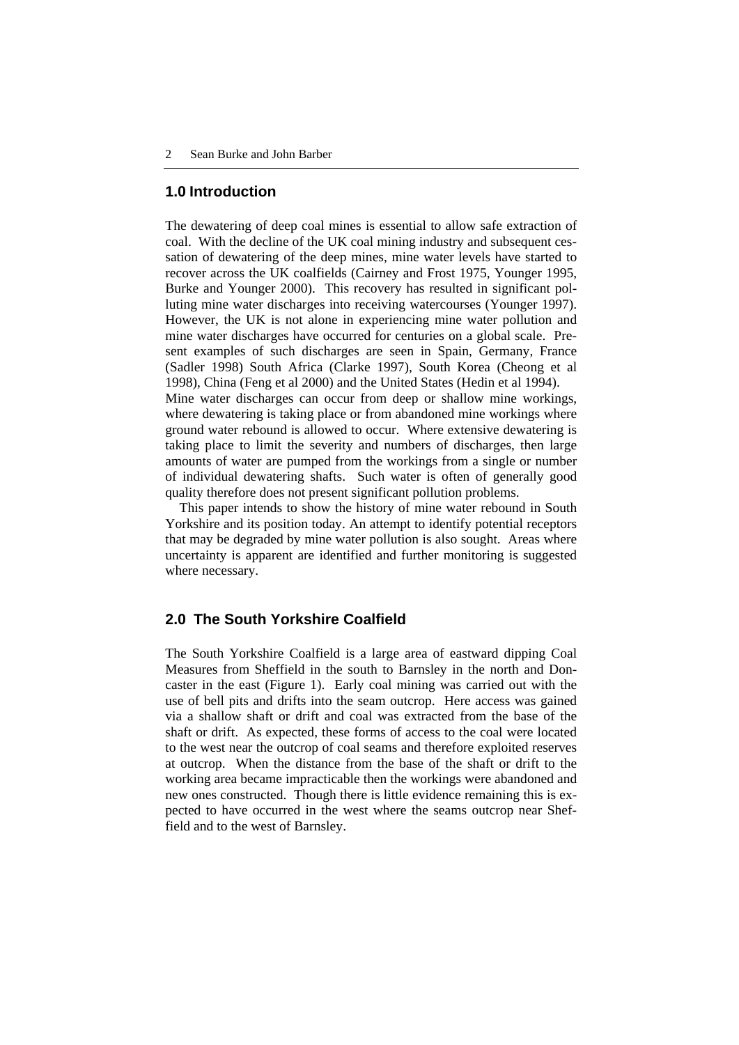## 1.0 Introduction

The dewatering of deep coal mines is essential to allow safe extraction of coal. With the decline of the UK coal mining industry and subsequent cessation of dewatering of the deep mines, mine water levels have started to recover across the UK coalfields (Cairney and Frost 1975, Younger 1995, Burke and Younger 2000). This recovery has resulted in significant polluting mine water discharges into receiving watercourses (Younger 1997). However, the UK is not alone in experiencing mine water pollution and mine water discharges have occurred for centuries on a global scale. Present examples of such discharges are seen in Spain, Germany, France (Sadler 1998) South Africa (Clarke 1997), South Korea (Cheong et al 1998), China (Feng et al 2000) and the United States (Hedin et al 1994).

Mine water discharges can occur from deep or shallow mine workings, where dewatering is taking place or from abandoned mine workings where ground water rebound is allowed to occur. Where extensive dewatering is taking place to limit the severity and numbers of discharges, then large amounts of water are pumped from the workings from a single or number of individual dewatering shafts. Such water is often of generally good quality therefore does not present significant pollution problems.

This paper intends to show the history of mine water rebound in South Yorkshire and its position today. An attempt to identify potential receptors that may be degraded by mine water pollution is also sought. Areas where uncertainty is apparent are identified and further monitoring is suggested where necessary.

## 2.0 The South Yorkshire Coalfield

The South Yorkshire Coalfield is a large area of eastward dipping Coal Measures from Sheffield in the south to Barnsley in the north and Doncaster in the east (Figure 1). Early coal mining was carried out with the use of bell pits and drifts into the seam outcrop. Here access was gained via a shallow shaft or drift and coal was extracted from the base of the shaft or drift. As expected, these forms of access to the coal were located to the west near the outcrop of coal seams and therefore exploited reserves at outcrop. When the distance from the base of the shaft or drift to the working area became impracticable then the workings were abandoned and new ones constructed. Though there is little evidence remaining this is expected to have occurred in the west where the seams outcrop near Sheffield and to the west of Barnsley.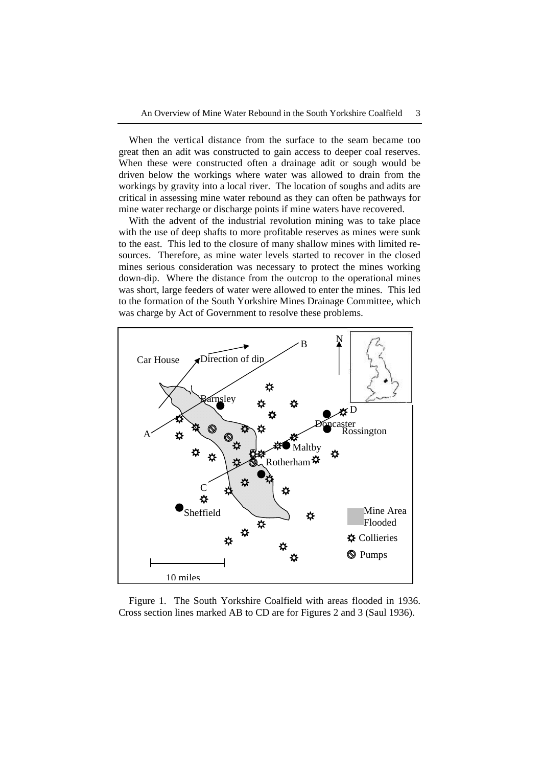When the vertical distance from the surface to the seam became too great then an adit was constructed to gain access to deeper coal reserves. When these were constructed often a drainage adit or sough would be driven below the workings where water was allowed to drain from the workings by gravity into a local river. The location of soughs and adits are critical in assessing mine water rebound as they can often be pathways for mine water recharge or discharge points if mine waters have recovered.

With the advent of the industrial revolution mining was to take place with the use of deep shafts to more profitable reserves as mines were sunk to the east. This led to the closure of many shallow mines with limited resources. Therefore, as mine water levels started to recover in the closed mines serious consideration was necessary to protect the mines working down-dip. Where the distance from the outcrop to the operational mines was short, large feeders of water were allowed to enter the mines. This led to the formation of the South Yorkshire Mines Drainage Committee, which was charge by Act of Government to resolve these problems.

Figure 1. The South Yorkshire Coalfield with areas flooded in 1936. Cross section lines marked AB to CD are for Figures 2 and 3 (Saul 1936).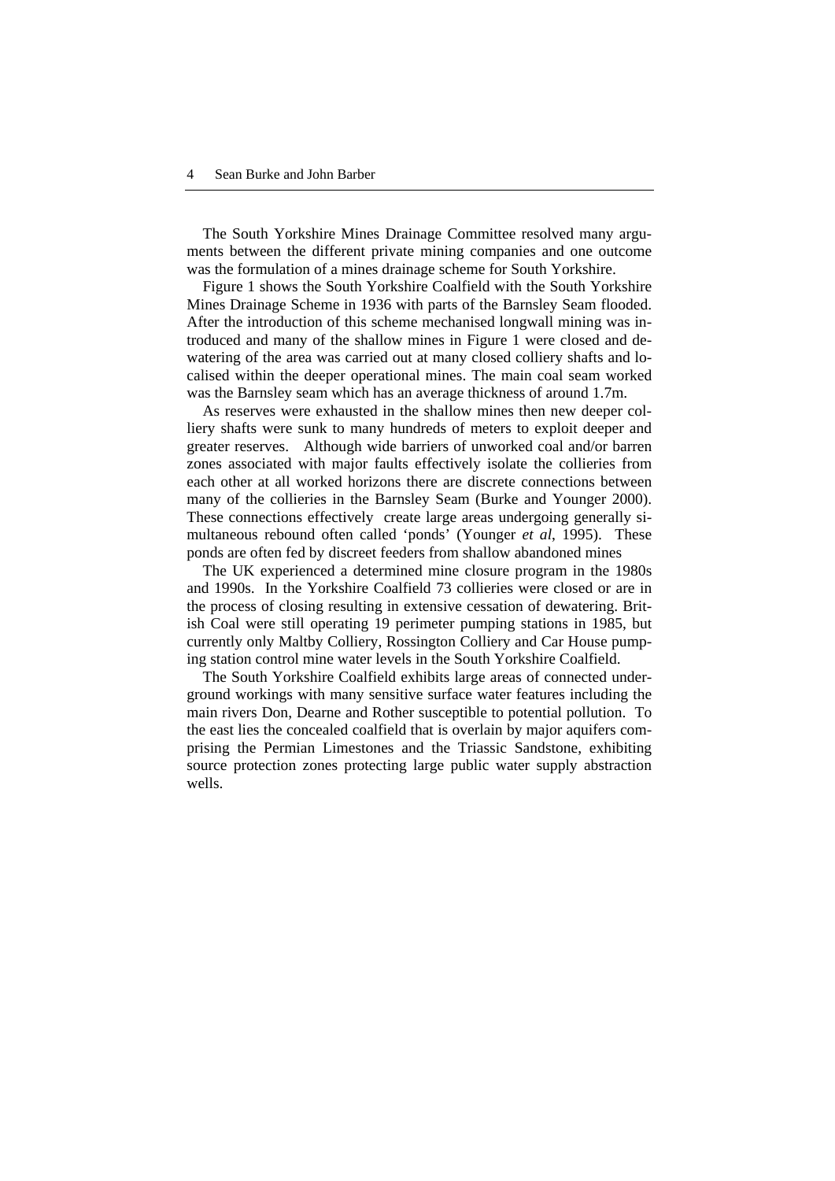The South Yorkshire Mines Drainage Committee resolved many arguments between the different private mining companies and one outcome was the formulation of a mines drainage scheme for South Yorkshire.

Figure 1 shows the South Yorkshire Coalfield with the South Yorkshire Mines Drainage Scheme in 1936 with parts of the Barnsley Seam flooded. After the introduction of this scheme mechanised longwall mining was introduced and many of the shallow mines in Figure 1 were closed and dewatering of the area was carried out at many closed colliery shafts and localised within the deeper operational mines. The main coal seam worked was the Barnsley seam which has an average thickness of around 1.7m.

As reserves were exhausted in the shallow mines then new deeper colliery shafts were sunk to many hundreds of meters to exploit deeper and greater reserves. Although wide barriers of unworked coal and/or barren zones associated with major faults effectively isolate the collieries from each other at all worked horizons there are discrete connections between many of the collieries in the Barnsley Seam (Burke and Younger 2000). These connections effectively create large areas undergoing generally simultaneous rebound often called 'ponds' (Younger *et al*, 1995). These ponds are often fed by discreet feeders from shallow abandoned mines

The UK experienced a determined mine closure program in the 1980s and 1990s. In the Yorkshire Coalfield 73 collieries were closed or are in the process of closing resulting in extensive cessation of dewatering. British Coal were still operating 19 perimeter pumping stations in 1985, but currently only Maltby Colliery, Rossington Colliery and Car House pumping station control mine water levels in the South Yorkshire Coalfield.

The South Yorkshire Coalfield exhibits large areas of connected underground workings with many sensitive surface water features including the main rivers Don, Dearne and Rother susceptible to potential pollution. To the east lies the concealed coalfield that is overlain by major aquifers comprising the Permian Limestones and the Triassic Sandstone, exhibiting source protection zones protecting large public water supply abstraction wells.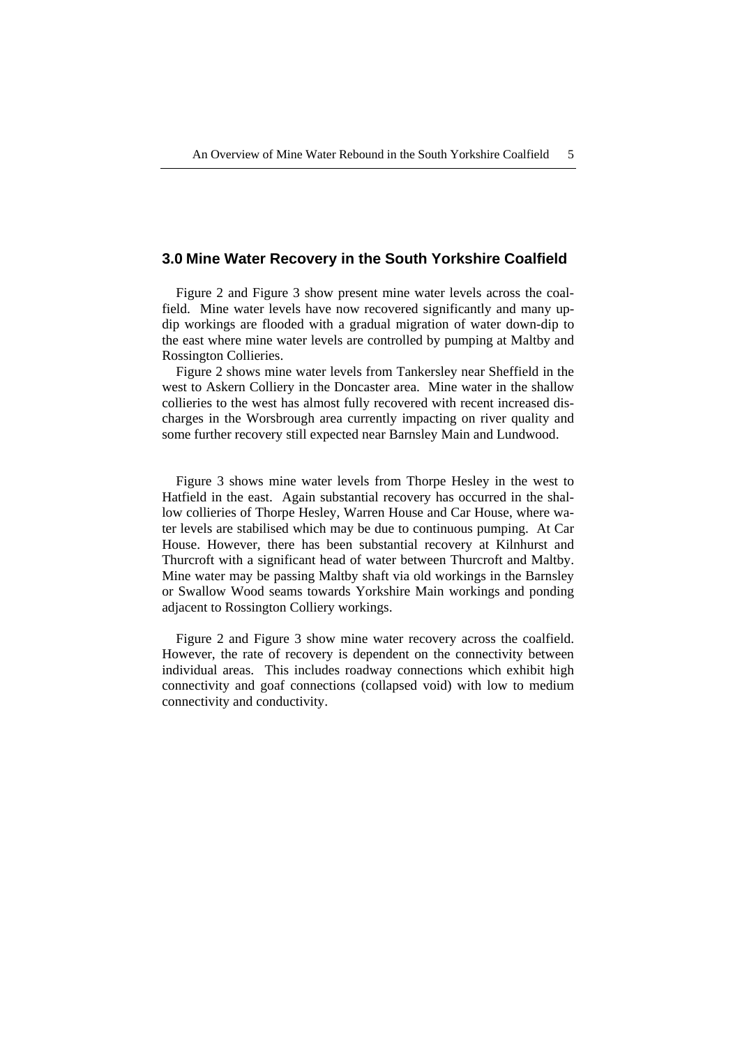## 3.0 Mine Water Recovery in the South Yorkshire Coalfield

Figure 2 and Figure 3 show present mine water levels across the coalfield. Mine water levels have now recovered significantly and many updip workings are flooded with a gradual migration of water down-dip to the east where mine water levels are controlled by pumping at Maltby and Rossington Collieries.

Figure 2 shows mine water levels from Tankersley near Sheffield in the west to Askern Colliery in the Doncaster area. Mine water in the shallow collieries to the west has almost fully recovered with recent increased discharges in the Worsbrough area currently impacting on river quality and some further recovery still expected near Barnsley Main and Lundwood.

Figure 3 shows mine water levels from Thorpe Hesley in the west to Hatfield in the east. Again substantial recovery has occurred in the shallow collieries of Thorpe Hesley, Warren House and Car House, where water levels are stabilised which may be due to continuous pumping. At Car House. However, there has been substantial recovery at Kilnhurst and Thurcroft with a significant head of water between Thurcroft and Maltby. Mine water may be passing Maltby shaft via old workings in the Barnsley or Swallow Wood seams towards Yorkshire Main workings and ponding adjacent to Rossington Colliery workings.

Figure 2 and Figure 3 show mine water recovery across the coalfield. However, the rate of recovery is dependent on the connectivity between individual areas. This includes roadway connections which exhibit high connectivity and goaf connections (collapsed void) with low to medium connectivity and conductivity.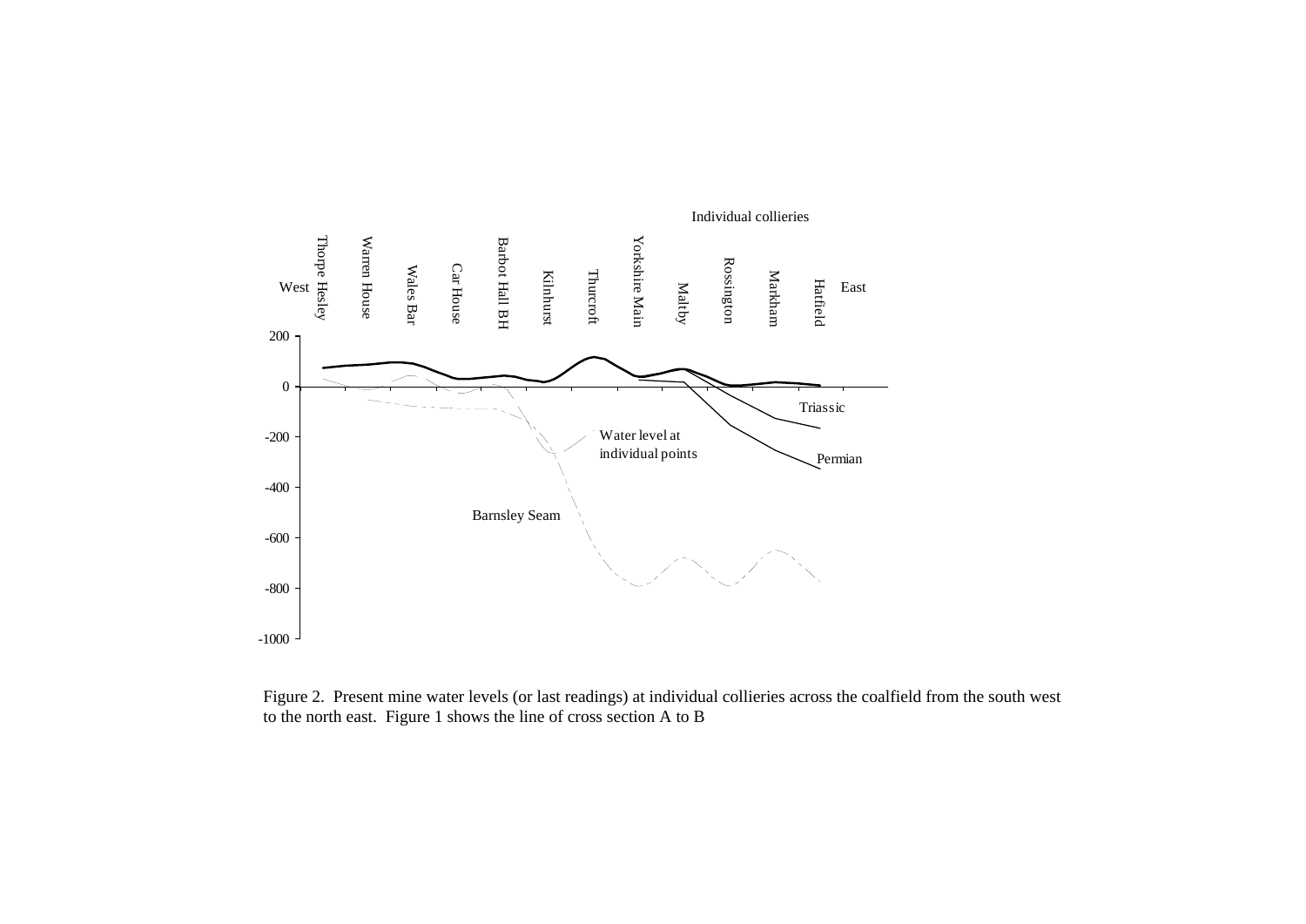Figure 2. Present mine water levels (or last readings) at individual collieries across the coalfield from the south west to the north east. Figure 1 shows the line of cross section A to B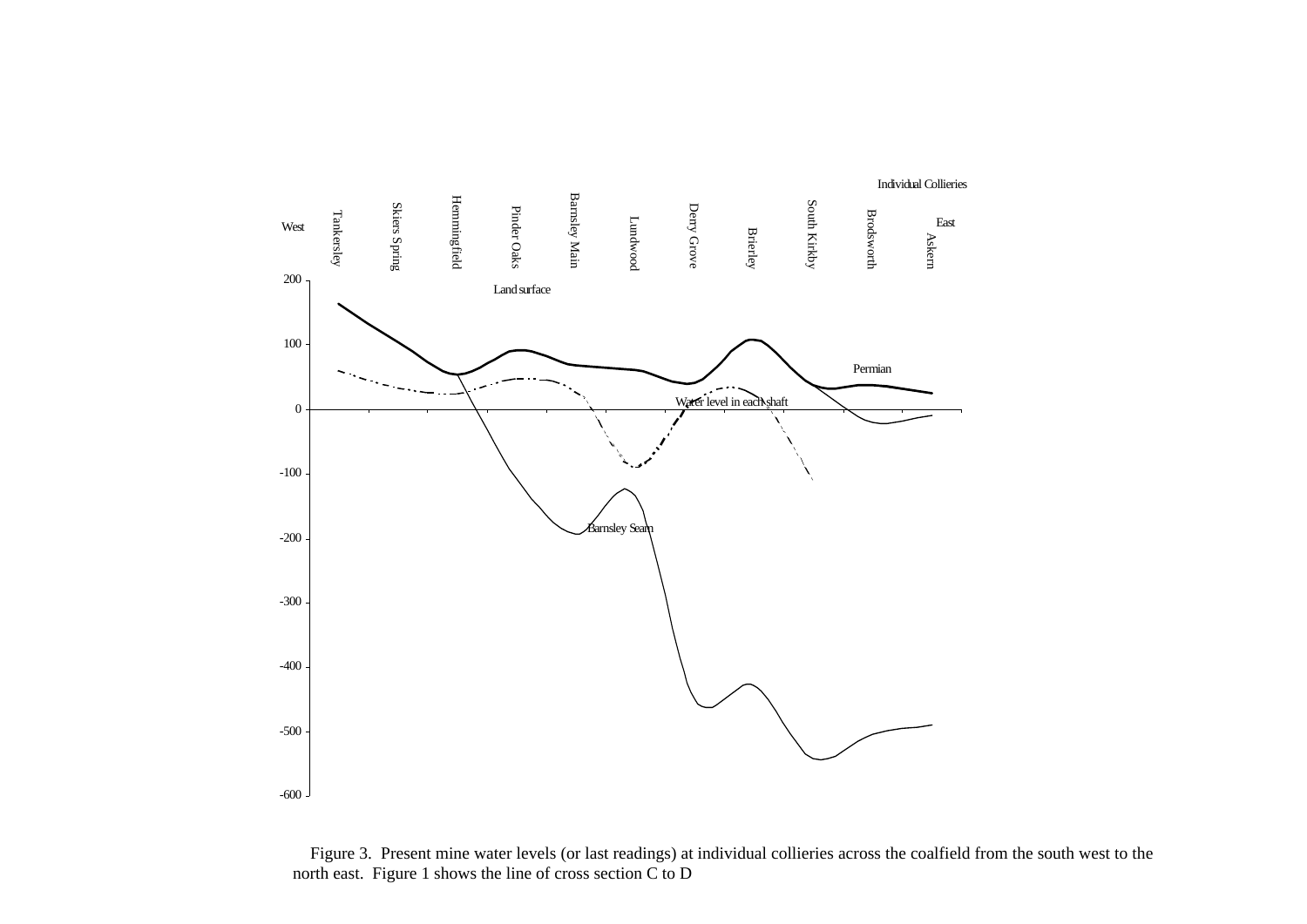Figure 3. Present mine water levels (or last readings) at individual collieries across the coalfield from the south west to the north east. Figure 1 shows the line of cross section C to D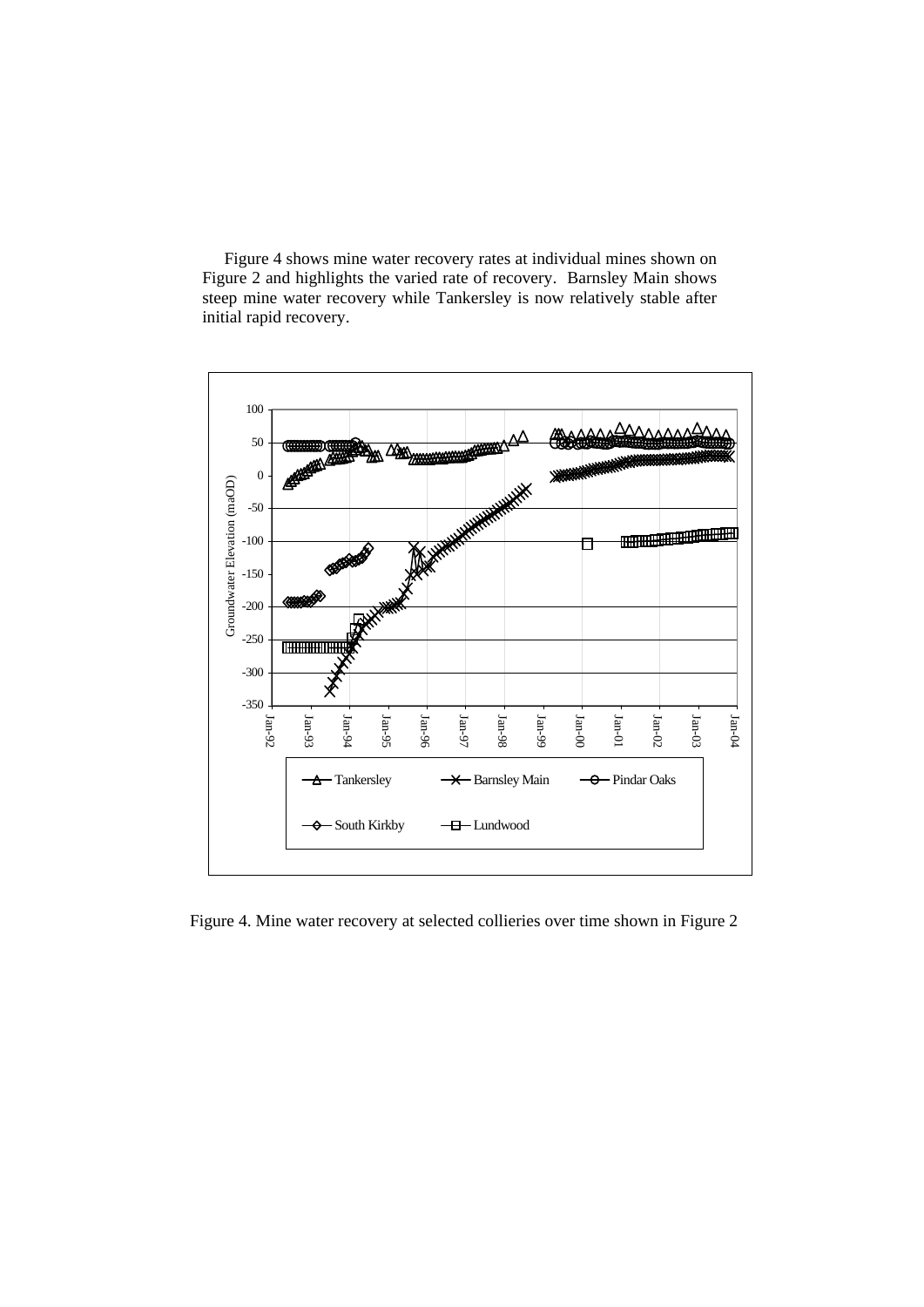Figure 4 shows mine water recovery rates at individual mines shown on Figure 2 and highlights the varied rate of recovery. Barnsley Main shows steep mine water recovery while Tankersley is now relatively stable after initial rapid recovery.

Figure 4. Mine water recovery at selected collieries over time shown in Figure 2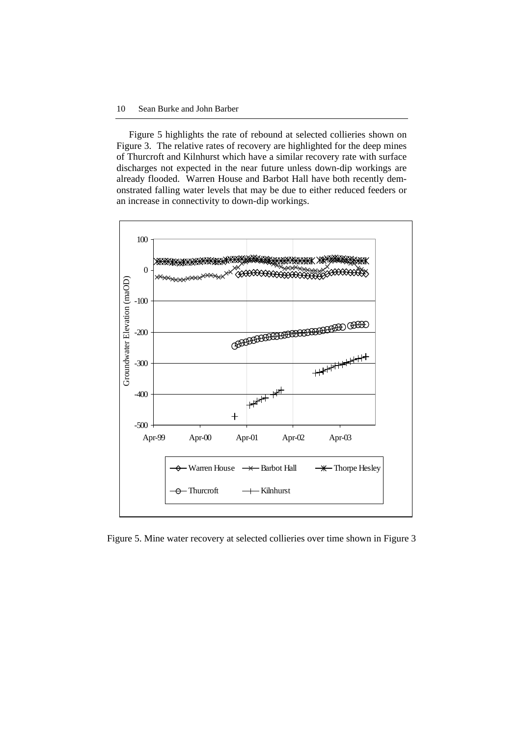Figure 5 highlights the rate of rebound at selected collieries shown on Figure 3. The relative rates of recovery are highlighted for the deep mines of Thurcroft and Kilnhurst which have a similar recovery rate with surface discharges not expected in the near future unless down-dip workings are already flooded. Warren House and Barbot Hall have both recently demonstrated falling water levels that may be due to either reduced feeders or an increase in connectivity to down-dip workings.

Figure 5. Mine water recovery at selected collieries over time shown in Figure 3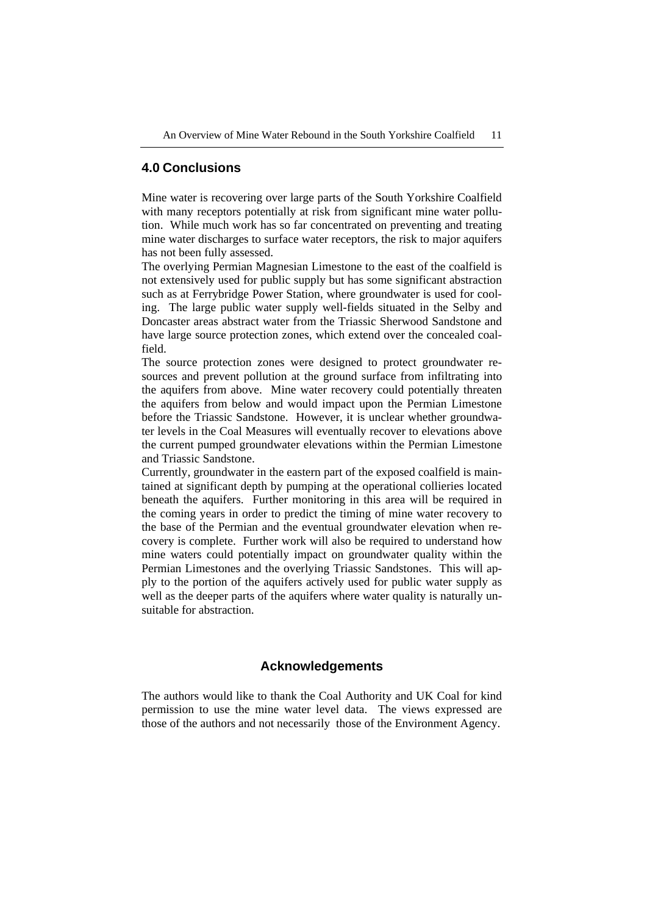## 4.0 Conclusions

Mine water is recovering over large parts of the South Yorkshire Coalfield with many receptors potentially at risk from significant mine water pollution. While much work has so far concentrated on preventing and treating mine water discharges to surface water receptors, the risk to major aquifers has not been fully assessed.

The overlying Permian Magnesian Limestone to the east of the coalfield is not extensively used for public supply but has some significant abstraction such as at Ferrybridge Power Station, where groundwater is used for cooling. The large public water supply well-fields situated in the Selby and Doncaster areas abstract water from the Triassic Sherwood Sandstone and have large source protection zones, which extend over the concealed coalfield.

The source protection zones were designed to protect groundwater resources and prevent pollution at the ground surface from infiltrating into the aquifers from above. Mine water recovery could potentially threaten the aquifers from below and would impact upon the Permian Limestone before the Triassic Sandstone. However, it is unclear whether groundwater levels in the Coal Measures will eventually recover to elevations above the current pumped groundwater elevations within the Permian Limestone and Triassic Sandstone.

Currently, groundwater in the eastern part of the exposed coalfield is maintained at significant depth by pumping at the operational collieries located beneath the aquifers. Further monitoring in this area will be required in the coming years in order to predict the timing of mine water recovery to the base of the Permian and the eventual groundwater elevation when recovery is complete. Further work will also be required to understand how mine waters could potentially impact on groundwater quality within the Permian Limestones and the overlying Triassic Sandstones. This will apply to the portion of the aquifers actively used for public water supply as well as the deeper parts of the aquifers where water quality is naturally unsuitable for abstraction.

## Acknowledgements

The authors would like to thank the Coal Authority and UK Coal for kind permission to use the mine water level data. The views expressed are those of the authors and not necessarily those of the Environment Agency.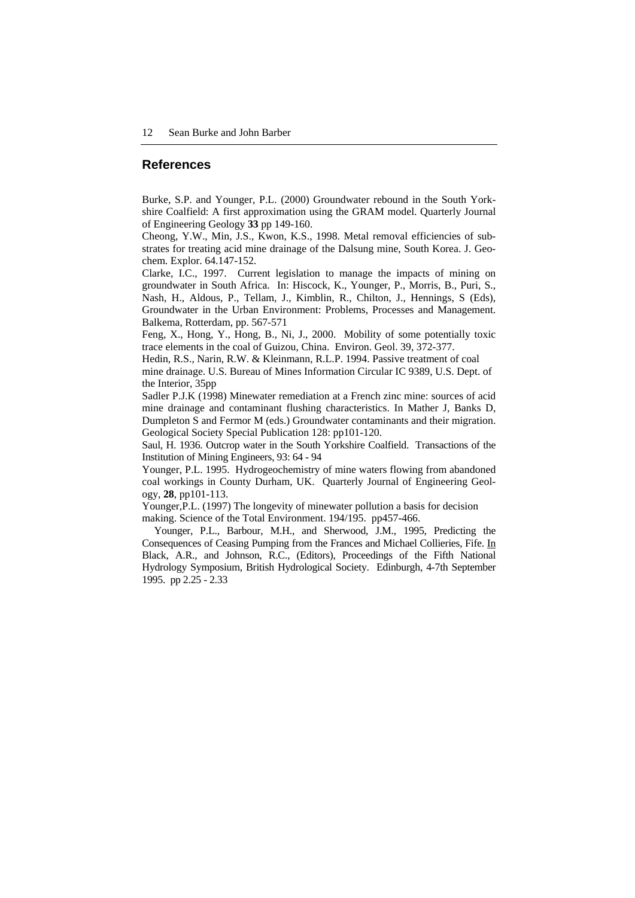## References

Burke, S.P. and Younger, P.L. (2000) Groundwater rebound in the South Yorkshire Coalfield: A first approximation using the GRAM model. Quarterly Journal of Engineering Geology **33** pp 149-160.

Cheong, Y.W., Min, J.S., Kwon, K.S., 1998. Metal removal efficiencies of substrates for treating acid mine drainage of the Dalsung mine, South Korea. J. Geochem. Explor. 64.147-152.

Clarke, I.C., 1997. Current legislation to manage the impacts of mining on groundwater in South Africa. In: Hiscock, K., Younger, P., Morris, B., Puri, S., Nash, H., Aldous, P., Tellam, J., Kimblin, R., Chilton, J., Hennings, S (Eds), Groundwater in the Urban Environment: Problems, Processes and Management. Balkema, Rotterdam, pp. 567-571

Feng, X., Hong, Y., Hong, B., Ni, J., 2000. Mobility of some potentially toxic trace elements in the coal of Guizou, China. Environ. Geol. 39, 372-377.

Hedin, R.S., Narin, R.W. & Kleinmann, R.L.P. 1994. Passive treatment of coal mine drainage. U.S. Bureau of Mines Information Circular IC 9389, U.S. Dept. of the Interior, 35pp

Sadler P.J.K (1998) Minewater remediation at a French zinc mine: sources of acid mine drainage and contaminant flushing characteristics. In Mather J, Banks D, Dumpleton S and Fermor M (eds.) Groundwater contaminants and their migration. Geological Society Special Publication 128: pp101-120.

Saul, H. 1936. Outcrop water in the South Yorkshire Coalfield. Transactions of the Institution of Mining Engineers, 93: 64 - 94

Younger, P.L. 1995. Hydrogeochemistry of mine waters flowing from abandoned coal workings in County Durham, UK. Quarterly Journal of Engineering Geology, **28**, pp101-113.

Younger,P.L. (1997) The longevity of minewater pollution a basis for decision making. Science of the Total Environment. 194/195. pp457-466.

Younger, P.L., Barbour, M.H., and Sherwood, J.M., 1995, Predicting the Consequences of Ceasing Pumping from the Frances and Michael Collieries, Fife. In Black, A.R., and Johnson, R.C., (Editors), Proceedings of the Fifth National Hydrology Symposium, British Hydrological Society. Edinburgh, 4-7th September 1995. pp 2.25 - 2.33